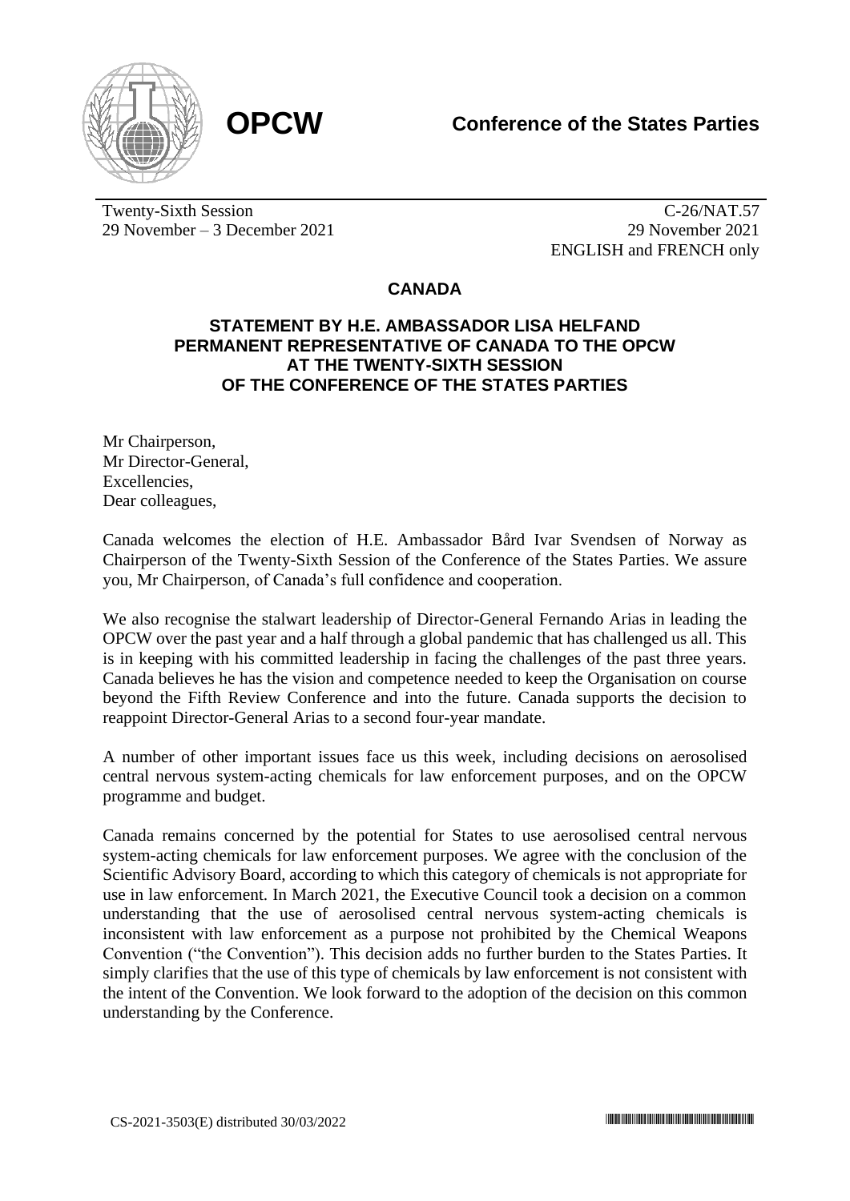**OPCW**

**Conference of the States Parties**

Twenty-Sixth Session
29 November – 3 December 2021

C-26/NAT.57
29 November 2021
ENGLISH and FRENCH only

## CANADA

### STATEMENT BY H.E. AMBASSADOR LISA HELFAND PERMANENT REPRESENTATIVE OF CANADA TO THE OPCW AT THE TWENTY-SIXTH SESSION OF THE CONFERENCE OF THE STATES PARTIES

Mr Chairperson,
Mr Director-General,
Excellencies,
Dear colleagues,

Canada welcomes the election of H.E. Ambassador Bård Ivar Svendsen of Norway as Chairperson of the Twenty-Sixth Session of the Conference of the States Parties. We assure you, Mr Chairperson, of Canada's full confidence and cooperation.

We also recognise the stalwart leadership of Director-General Fernando Arias in leading the OPCW over the past year and a half through a global pandemic that has challenged us all. This is in keeping with his committed leadership in facing the challenges of the past three years. Canada believes he has the vision and competence needed to keep the Organisation on course beyond the Fifth Review Conference and into the future. Canada supports the decision to reappoint Director-General Arias to a second four-year mandate.

A number of other important issues face us this week, including decisions on aerosolised central nervous system-acting chemicals for law enforcement purposes, and on the OPCW programme and budget.

Canada remains concerned by the potential for States to use aerosolised central nervous system-acting chemicals for law enforcement purposes. We agree with the conclusion of the Scientific Advisory Board, according to which this category of chemicals is not appropriate for use in law enforcement. In March 2021, the Executive Council took a decision on a common understanding that the use of aerosolised central nervous system-acting chemicals is inconsistent with law enforcement as a purpose not prohibited by the Chemical Weapons Convention ("the Convention"). This decision adds no further burden to the States Parties. It simply clarifies that the use of this type of chemicals by law enforcement is not consistent with the intent of the Convention. We look forward to the adoption of the decision on this common understanding by the Conference.

CS-2021-3503(E) distributed 30/03/2022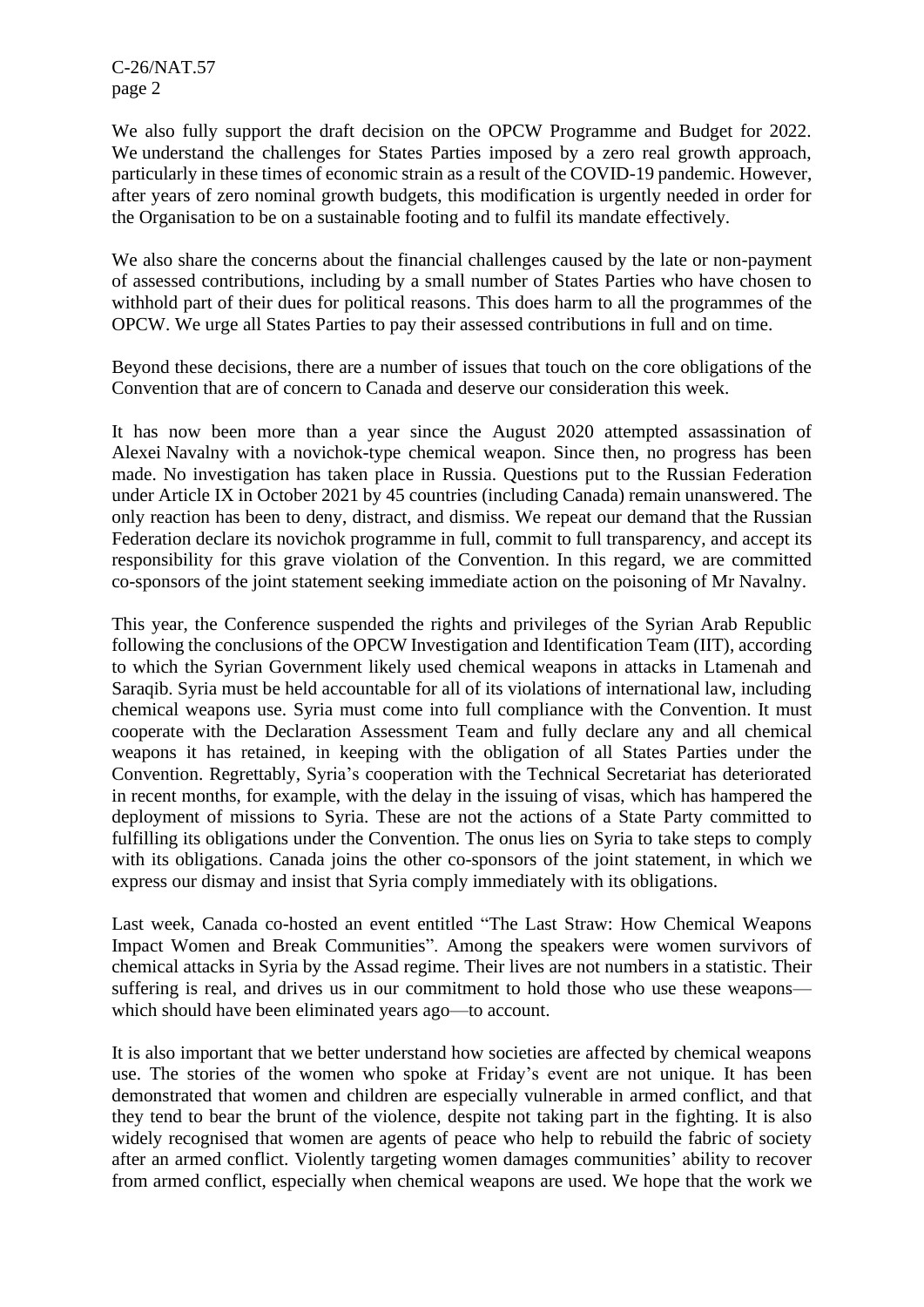We also fully support the draft decision on the OPCW Programme and Budget for 2022. We understand the challenges for States Parties imposed by a zero real growth approach, particularly in these times of economic strain as a result of the COVID-19 pandemic. However, after years of zero nominal growth budgets, this modification is urgently needed in order for the Organisation to be on a sustainable footing and to fulfil its mandate effectively.

We also share the concerns about the financial challenges caused by the late or non-payment of assessed contributions, including by a small number of States Parties who have chosen to withhold part of their dues for political reasons. This does harm to all the programmes of the OPCW. We urge all States Parties to pay their assessed contributions in full and on time.

Beyond these decisions, there are a number of issues that touch on the core obligations of the Convention that are of concern to Canada and deserve our consideration this week.

It has now been more than a year since the August 2020 attempted assassination of Alexei Navalny with a novichok-type chemical weapon. Since then, no progress has been made. No investigation has taken place in Russia. Questions put to the Russian Federation under Article IX in October 2021 by 45 countries (including Canada) remain unanswered. The only reaction has been to deny, distract, and dismiss. We repeat our demand that the Russian Federation declare its novichok programme in full, commit to full transparency, and accept its responsibility for this grave violation of the Convention. In this regard, we are committed co-sponsors of the joint statement seeking immediate action on the poisoning of Mr Navalny.

This year, the Conference suspended the rights and privileges of the Syrian Arab Republic following the conclusions of the OPCW Investigation and Identification Team (IIT), according to which the Syrian Government likely used chemical weapons in attacks in Ltamenah and Saraqib. Syria must be held accountable for all of its violations of international law, including chemical weapons use. Syria must come into full compliance with the Convention. It must cooperate with the Declaration Assessment Team and fully declare any and all chemical weapons it has retained, in keeping with the obligation of all States Parties under the Convention. Regrettably, Syria's cooperation with the Technical Secretariat has deteriorated in recent months, for example, with the delay in the issuing of visas, which has hampered the deployment of missions to Syria. These are not the actions of a State Party committed to fulfilling its obligations under the Convention. The onus lies on Syria to take steps to comply with its obligations. Canada joins the other co-sponsors of the joint statement, in which we express our dismay and insist that Syria comply immediately with its obligations.

Last week, Canada co-hosted an event entitled "The Last Straw: How Chemical Weapons Impact Women and Break Communities". Among the speakers were women survivors of chemical attacks in Syria by the Assad regime. Their lives are not numbers in a statistic. Their suffering is real, and drives us in our commitment to hold those who use these weapons—which should have been eliminated years ago—to account.

It is also important that we better understand how societies are affected by chemical weapons use. The stories of the women who spoke at Friday's event are not unique. It has been demonstrated that women and children are especially vulnerable in armed conflict, and that they tend to bear the brunt of the violence, despite not taking part in the fighting. It is also widely recognised that women are agents of peace who help to rebuild the fabric of society after an armed conflict. Violently targeting women damages communities' ability to recover from armed conflict, especially when chemical weapons are used. We hope that the work we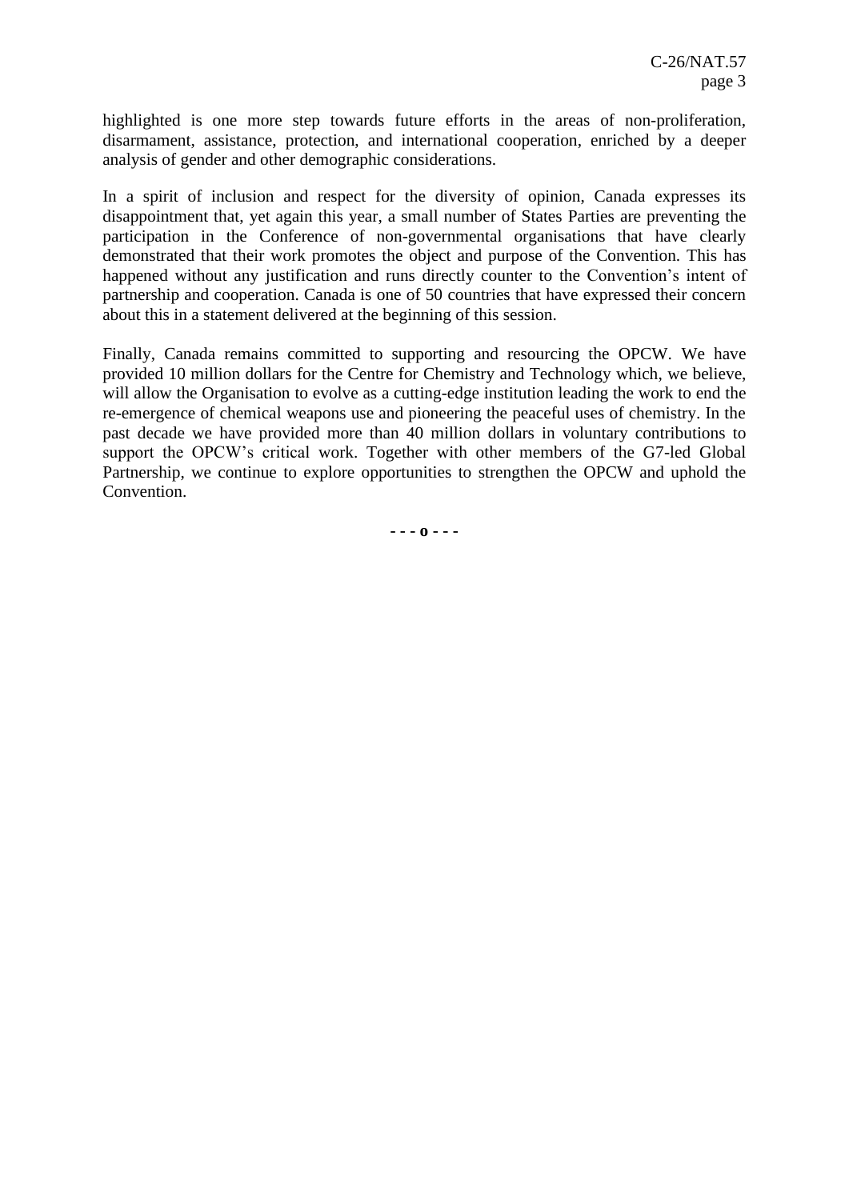highlighted is one more step towards future efforts in the areas of non-proliferation, disarmament, assistance, protection, and international cooperation, enriched by a deeper analysis of gender and other demographic considerations.

In a spirit of inclusion and respect for the diversity of opinion, Canada expresses its disappointment that, yet again this year, a small number of States Parties are preventing the participation in the Conference of non-governmental organisations that have clearly demonstrated that their work promotes the object and purpose of the Convention. This has happened without any justification and runs directly counter to the Convention's intent of partnership and cooperation. Canada is one of 50 countries that have expressed their concern about this in a statement delivered at the beginning of this session.

Finally, Canada remains committed to supporting and resourcing the OPCW. We have provided 10 million dollars for the Centre for Chemistry and Technology which, we believe, will allow the Organisation to evolve as a cutting-edge institution leading the work to end the re-emergence of chemical weapons use and pioneering the peaceful uses of chemistry. In the past decade we have provided more than 40 million dollars in voluntary contributions to support the OPCW's critical work. Together with other members of the G7-led Global Partnership, we continue to explore opportunities to strengthen the OPCW and uphold the Convention.

**- - - o - - -**